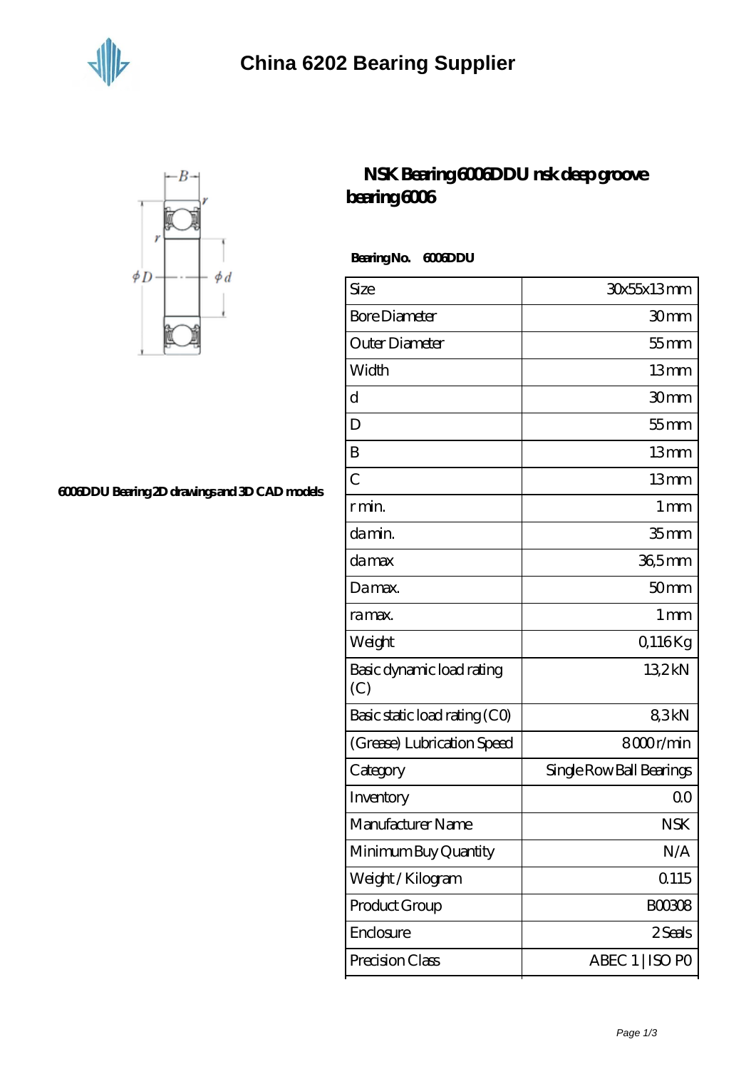# China 6202 Bearing Supplier

## NSK Bearing 6006DDU nsk deep groove bearing 6006

6006DDU Bearing 2D drawings and 3D CAD models

**Bearing No.** **6006DDU**

| Size | 30x55x13 mm |
|---|---|
| Bore Diameter | 30 mm |
| Outer Diameter | 55 mm |
| Width | 13 mm |
| d | 30 mm |
| D | 55 mm |
| B | 13 mm |
| C | 13 mm |
| r min. | 1 mm |
| da min. | 35 mm |
| da max | 36,5 mm |
| Da max. | 50 mm |
| ra max. | 1 mm |
| Weight | 0,116 Kg |
| Basic dynamic load rating (C) | 13,2 kN |
| Basic static load rating (C0) | 8,3 kN |
| (Grease) Lubrication Speed | 8 000 r/min |
| Category | Single Row Ball Bearings |
| Inventory | 0.0 |
| Manufacturer Name | NSK |
| Minimum Buy Quantity | N/A |
| Weight / Kilogram | 0.115 |
| Product Group | B00308 |
| Enclosure | 2 Seals |
| Precision Class | ABEC 1 \| ISO P0 |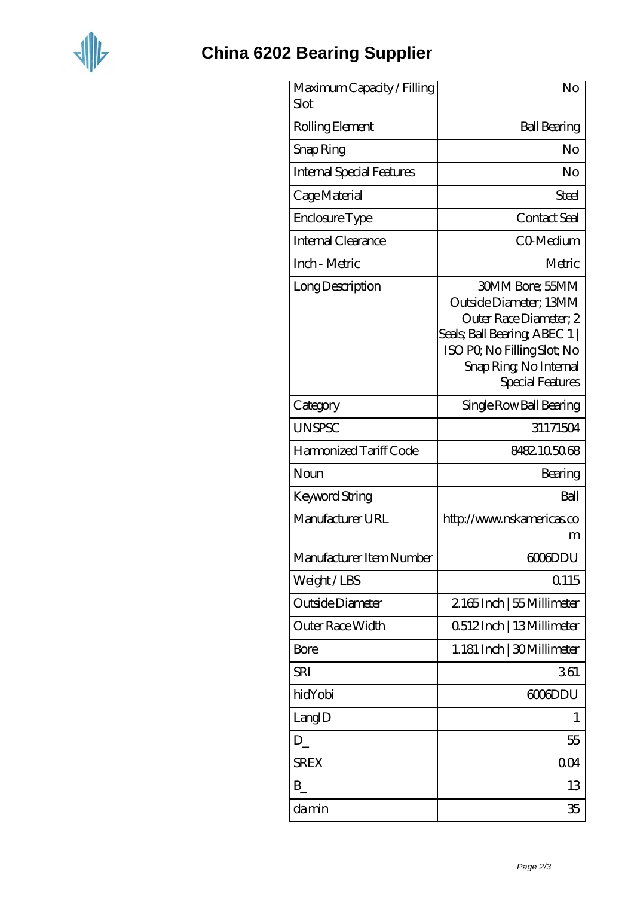| Maximum Capacity / Filling Slot | No |
|---|---|
| Rolling Element | Ball Bearing |
| Snap Ring | No |
| Internal Special Features | No |
| Cage Material | Steel |
| Enclosure Type | Contact Seal |
| Internal Clearance | C0-Medium |
| Inch - Metric | Metric |
| Long Description | 30MM Bore; 55MM Outside Diameter; 13MM Outer Race Diameter; 2 Seals; Ball Bearing; ABEC 1 \| ISO P0; No Filling Slot; No Snap Ring; No Internal Special Features |
| Category | Single Row Ball Bearing |
| UNSPSC | 31171504 |
| Harmonized Tariff Code | 8482.10.50.68 |
| Noun | Bearing |
| Keyword String | Ball |
| Manufacturer URL | http://www.nskamericas.com |
| Manufacturer Item Number | 6006DDU |
| Weight / LBS | 0.115 |
| Outside Diameter | 2.165 Inch \| 55 Millimeter |
| Outer Race Width | 0.512 Inch \| 13 Millimeter |
| Bore | 1.181 Inch \| 30 Millimeter |
| SRI | 3.61 |
| hidYobi | 6006DDU |
| LangID | 1 |
| D_ | 55 |
| SREX | 0.04 |
| B_ | 13 |
| da min | 35 |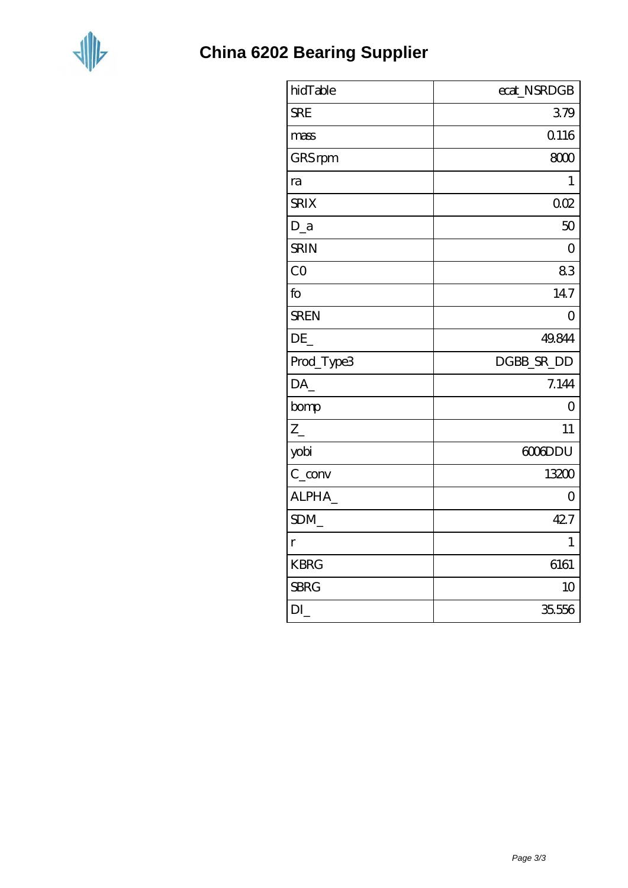# China 6202 Bearing Supplier

| | |
|---|---|
| hidTable | ecat_NSRDGB |
| SRE | 3.79 |
| mass | 0.116 |
| GRS rpm | 8000 |
| ra | 1 |
| SRIX | 0.02 |
| D_a | 50 |
| SRIN | 0 |
| C0 | 8.3 |
| fo | 14.7 |
| SREN | 0 |
| DE_ | 49.844 |
| Prod_Type3 | DGBB_SR_DD |
| DA_ | 7.144 |
| bomp | 0 |
| Z_ | 11 |
| yobi | 6006DDU |
| C_conv | 13200 |
| ALPHA_ | 0 |
| SDM_ | 42.7 |
| r | 1 |
| KBRG | 6161 |
| SBRG | 10 |
| DI_ | 35.556 |